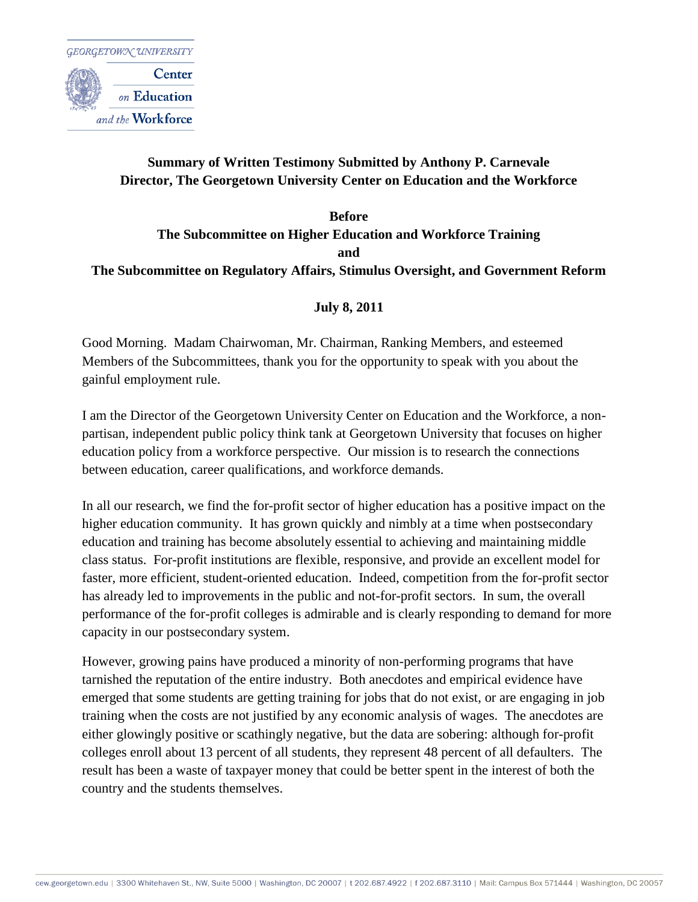GEORGETOWN UNIVERSITY

Center on Education and the Workforce

**Summary of Written Testimony Submitted by Anthony P. Carnevale**
**Director, The Georgetown University Center on Education and the Workforce**

**Before**
**The Subcommittee on Higher Education and Workforce Training**
**and**
**The Subcommittee on Regulatory Affairs, Stimulus Oversight, and Government Reform**

**July 8, 2011**

Good Morning. Madam Chairwoman, Mr. Chairman, Ranking Members, and esteemed Members of the Subcommittees, thank you for the opportunity to speak with you about the gainful employment rule.

I am the Director of the Georgetown University Center on Education and the Workforce, a non-partisan, independent public policy think tank at Georgetown University that focuses on higher education policy from a workforce perspective. Our mission is to research the connections between education, career qualifications, and workforce demands.

In all our research, we find the for-profit sector of higher education has a positive impact on the higher education community. It has grown quickly and nimbly at a time when postsecondary education and training has become absolutely essential to achieving and maintaining middle class status. For-profit institutions are flexible, responsive, and provide an excellent model for faster, more efficient, student-oriented education. Indeed, competition from the for-profit sector has already led to improvements in the public and not-for-profit sectors. In sum, the overall performance of the for-profit colleges is admirable and is clearly responding to demand for more capacity in our postsecondary system.

However, growing pains have produced a minority of non-performing programs that have tarnished the reputation of the entire industry. Both anecdotes and empirical evidence have emerged that some students are getting training for jobs that do not exist, or are engaging in job training when the costs are not justified by any economic analysis of wages. The anecdotes are either glowingly positive or scathingly negative, but the data are sobering: although for-profit colleges enroll about 13 percent of all students, they represent 48 percent of all defaulters. The result has been a waste of taxpayer money that could be better spent in the interest of both the country and the students themselves.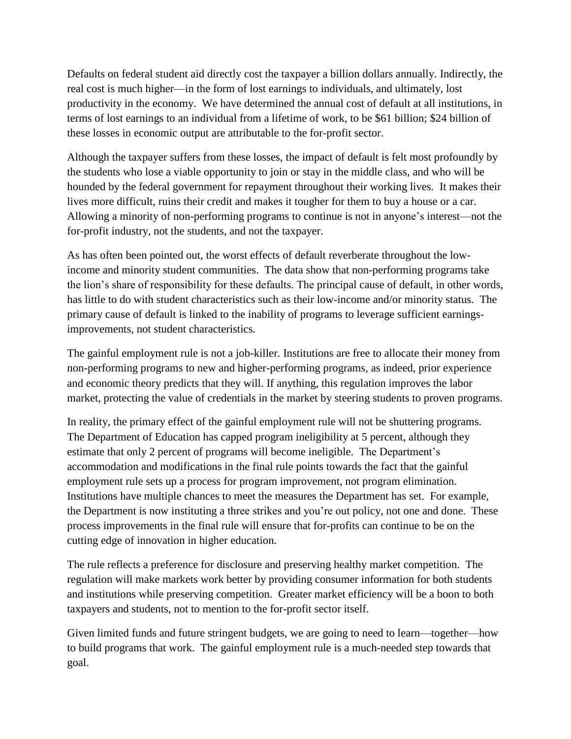Defaults on federal student aid directly cost the taxpayer a billion dollars annually. Indirectly, the real cost is much higher—in the form of lost earnings to individuals, and ultimately, lost productivity in the economy. We have determined the annual cost of default at all institutions, in terms of lost earnings to an individual from a lifetime of work, to be $61 billion; $24 billion of these losses in economic output are attributable to the for-profit sector.

Although the taxpayer suffers from these losses, the impact of default is felt most profoundly by the students who lose a viable opportunity to join or stay in the middle class, and who will be hounded by the federal government for repayment throughout their working lives. It makes their lives more difficult, ruins their credit and makes it tougher for them to buy a house or a car. Allowing a minority of non-performing programs to continue is not in anyone's interest—not the for-profit industry, not the students, and not the taxpayer.

As has often been pointed out, the worst effects of default reverberate throughout the low-income and minority student communities. The data show that non-performing programs take the lion's share of responsibility for these defaults. The principal cause of default, in other words, has little to do with student characteristics such as their low-income and/or minority status. The primary cause of default is linked to the inability of programs to leverage sufficient earnings-improvements, not student characteristics.

The gainful employment rule is not a job-killer. Institutions are free to allocate their money from non-performing programs to new and higher-performing programs, as indeed, prior experience and economic theory predicts that they will. If anything, this regulation improves the labor market, protecting the value of credentials in the market by steering students to proven programs.

In reality, the primary effect of the gainful employment rule will not be shuttering programs. The Department of Education has capped program ineligibility at 5 percent, although they estimate that only 2 percent of programs will become ineligible. The Department's accommodation and modifications in the final rule points towards the fact that the gainful employment rule sets up a process for program improvement, not program elimination. Institutions have multiple chances to meet the measures the Department has set. For example, the Department is now instituting a three strikes and you're out policy, not one and done. These process improvements in the final rule will ensure that for-profits can continue to be on the cutting edge of innovation in higher education.

The rule reflects a preference for disclosure and preserving healthy market competition. The regulation will make markets work better by providing consumer information for both students and institutions while preserving competition. Greater market efficiency will be a boon to both taxpayers and students, not to mention to the for-profit sector itself.

Given limited funds and future stringent budgets, we are going to need to learn—together—how to build programs that work. The gainful employment rule is a much-needed step towards that goal.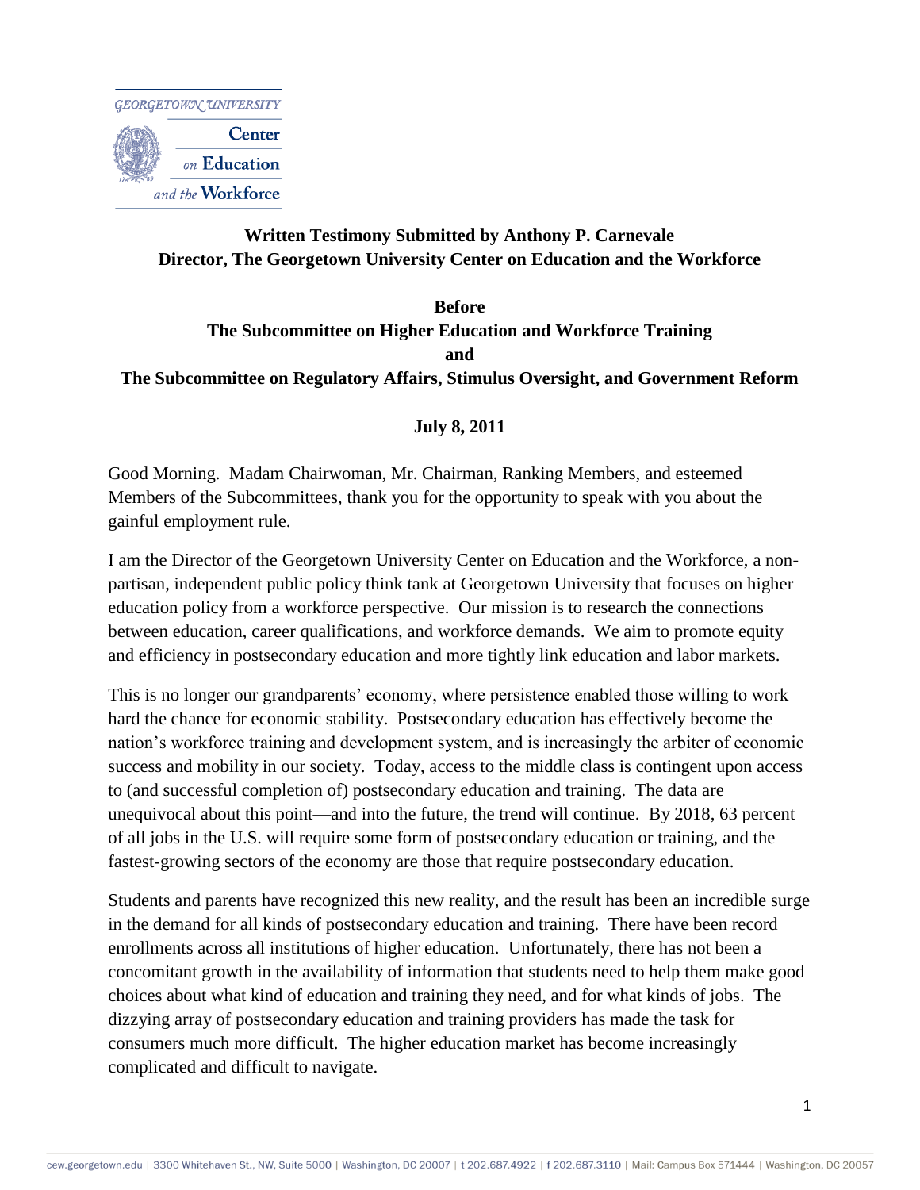GEORGETOWN UNIVERSITY

Center on Education and the Workforce

**Written Testimony Submitted by Anthony P. Carnevale**
**Director, The Georgetown University Center on Education and the Workforce**

**Before**
**The Subcommittee on Higher Education and Workforce Training**
**and**
**The Subcommittee on Regulatory Affairs, Stimulus Oversight, and Government Reform**

**July 8, 2011**

Good Morning. Madam Chairwoman, Mr. Chairman, Ranking Members, and esteemed Members of the Subcommittees, thank you for the opportunity to speak with you about the gainful employment rule.

I am the Director of the Georgetown University Center on Education and the Workforce, a non-partisan, independent public policy think tank at Georgetown University that focuses on higher education policy from a workforce perspective. Our mission is to research the connections between education, career qualifications, and workforce demands. We aim to promote equity and efficiency in postsecondary education and more tightly link education and labor markets.

This is no longer our grandparents' economy, where persistence enabled those willing to work hard the chance for economic stability. Postsecondary education has effectively become the nation's workforce training and development system, and is increasingly the arbiter of economic success and mobility in our society. Today, access to the middle class is contingent upon access to (and successful completion of) postsecondary education and training. The data are unequivocal about this point—and into the future, the trend will continue. By 2018, 63 percent of all jobs in the U.S. will require some form of postsecondary education or training, and the fastest-growing sectors of the economy are those that require postsecondary education.

Students and parents have recognized this new reality, and the result has been an incredible surge in the demand for all kinds of postsecondary education and training. There have been record enrollments across all institutions of higher education. Unfortunately, there has not been a concomitant growth in the availability of information that students need to help them make good choices about what kind of education and training they need, and for what kinds of jobs. The dizzying array of postsecondary education and training providers has made the task for consumers much more difficult. The higher education market has become increasingly complicated and difficult to navigate.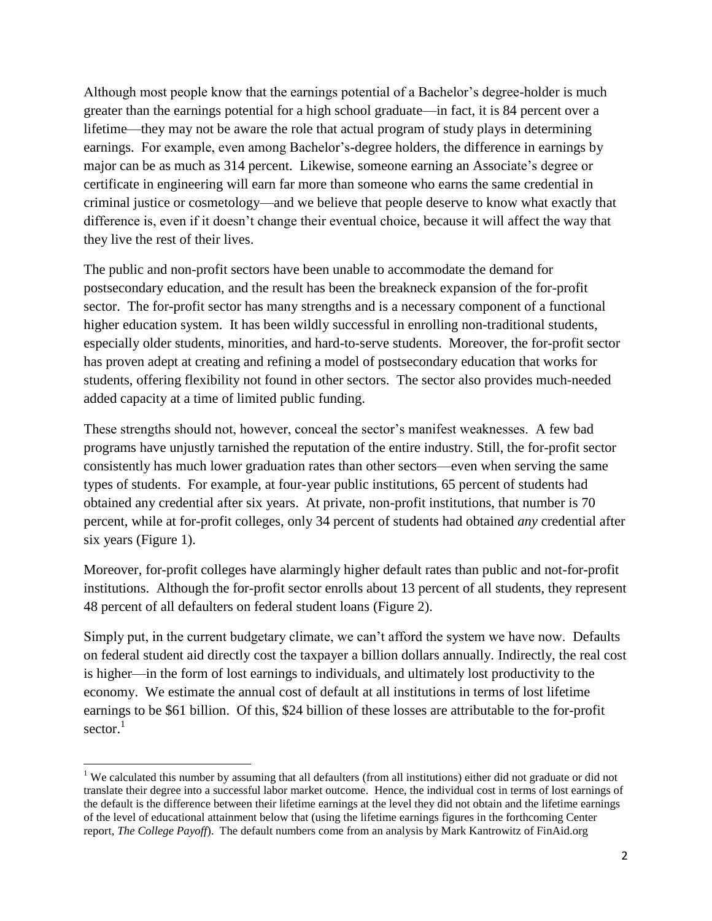Although most people know that the earnings potential of a Bachelor's degree-holder is much greater than the earnings potential for a high school graduate—in fact, it is 84 percent over a lifetime—they may not be aware the role that actual program of study plays in determining earnings. For example, even among Bachelor's-degree holders, the difference in earnings by major can be as much as 314 percent. Likewise, someone earning an Associate's degree or certificate in engineering will earn far more than someone who earns the same credential in criminal justice or cosmetology—and we believe that people deserve to know what exactly that difference is, even if it doesn't change their eventual choice, because it will affect the way that they live the rest of their lives.

The public and non-profit sectors have been unable to accommodate the demand for postsecondary education, and the result has been the breakneck expansion of the for-profit sector. The for-profit sector has many strengths and is a necessary component of a functional higher education system. It has been wildly successful in enrolling non-traditional students, especially older students, minorities, and hard-to-serve students. Moreover, the for-profit sector has proven adept at creating and refining a model of postsecondary education that works for students, offering flexibility not found in other sectors. The sector also provides much-needed added capacity at a time of limited public funding.

These strengths should not, however, conceal the sector's manifest weaknesses. A few bad programs have unjustly tarnished the reputation of the entire industry. Still, the for-profit sector consistently has much lower graduation rates than other sectors—even when serving the same types of students. For example, at four-year public institutions, 65 percent of students had obtained any credential after six years. At private, non-profit institutions, that number is 70 percent, while at for-profit colleges, only 34 percent of students had obtained *any* credential after six years (Figure 1).

Moreover, for-profit colleges have alarmingly higher default rates than public and not-for-profit institutions. Although the for-profit sector enrolls about 13 percent of all students, they represent 48 percent of all defaulters on federal student loans (Figure 2).

Simply put, in the current budgetary climate, we can't afford the system we have now. Defaults on federal student aid directly cost the taxpayer a billion dollars annually. Indirectly, the real cost is higher—in the form of lost earnings to individuals, and ultimately lost productivity to the economy. We estimate the annual cost of default at all institutions in terms of lost lifetime earnings to be $61 billion. Of this, $24 billion of these losses are attributable to the for-profit sector.[1]

[1] We calculated this number by assuming that all defaulters (from all institutions) either did not graduate or did not translate their degree into a successful labor market outcome. Hence, the individual cost in terms of lost earnings of the default is the difference between their lifetime earnings at the level they did not obtain and the lifetime earnings of the level of educational attainment below that (using the lifetime earnings figures in the forthcoming Center report, *The College Payoff*). The default numbers come from an analysis by Mark Kantrowitz of FinAid.org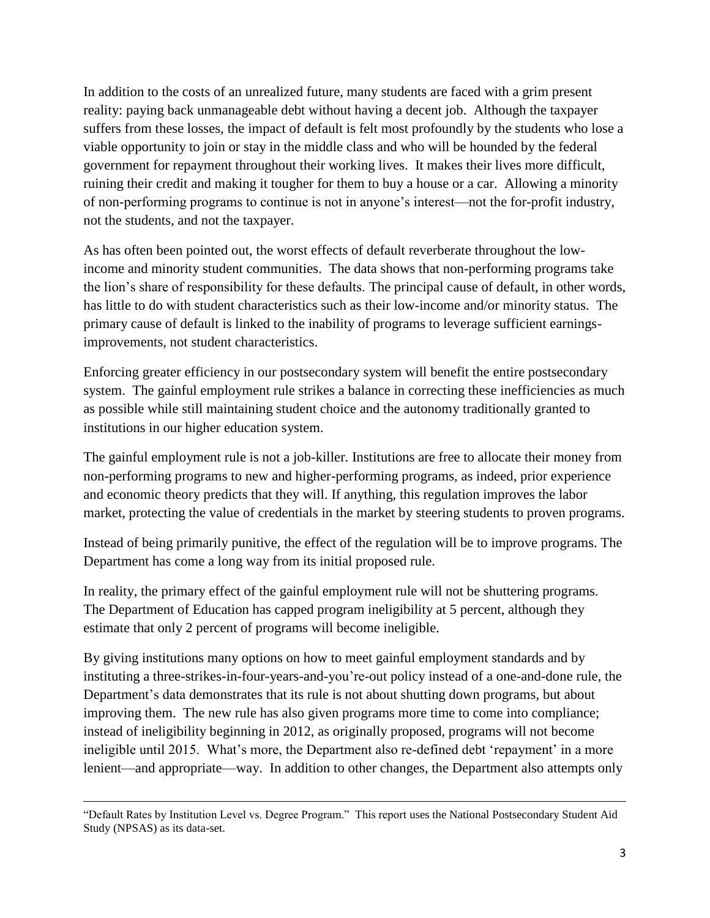In addition to the costs of an unrealized future, many students are faced with a grim present reality: paying back unmanageable debt without having a decent job. Although the taxpayer suffers from these losses, the impact of default is felt most profoundly by the students who lose a viable opportunity to join or stay in the middle class and who will be hounded by the federal government for repayment throughout their working lives. It makes their lives more difficult, ruining their credit and making it tougher for them to buy a house or a car. Allowing a minority of non-performing programs to continue is not in anyone's interest—not the for-profit industry, not the students, and not the taxpayer.

As has often been pointed out, the worst effects of default reverberate throughout the low-income and minority student communities. The data shows that non-performing programs take the lion's share of responsibility for these defaults. The principal cause of default, in other words, has little to do with student characteristics such as their low-income and/or minority status. The primary cause of default is linked to the inability of programs to leverage sufficient earnings-improvements, not student characteristics.

Enforcing greater efficiency in our postsecondary system will benefit the entire postsecondary system. The gainful employment rule strikes a balance in correcting these inefficiencies as much as possible while still maintaining student choice and the autonomy traditionally granted to institutions in our higher education system.

The gainful employment rule is not a job-killer. Institutions are free to allocate their money from non-performing programs to new and higher-performing programs, as indeed, prior experience and economic theory predicts that they will. If anything, this regulation improves the labor market, protecting the value of credentials in the market by steering students to proven programs.

Instead of being primarily punitive, the effect of the regulation will be to improve programs. The Department has come a long way from its initial proposed rule.

In reality, the primary effect of the gainful employment rule will not be shuttering programs. The Department of Education has capped program ineligibility at 5 percent, although they estimate that only 2 percent of programs will become ineligible.

By giving institutions many options on how to meet gainful employment standards and by instituting a three-strikes-in-four-years-and-you're-out policy instead of a one-and-done rule, the Department's data demonstrates that its rule is not about shutting down programs, but about improving them. The new rule has also given programs more time to come into compliance; instead of ineligibility beginning in 2012, as originally proposed, programs will not become ineligible until 2015. What's more, the Department also re-defined debt 'repayment' in a more lenient—and appropriate—way. In addition to other changes, the Department also attempts only

---

"Default Rates by Institution Level vs. Degree Program." This report uses the National Postsecondary Student Aid Study (NPSAS) as its data-set.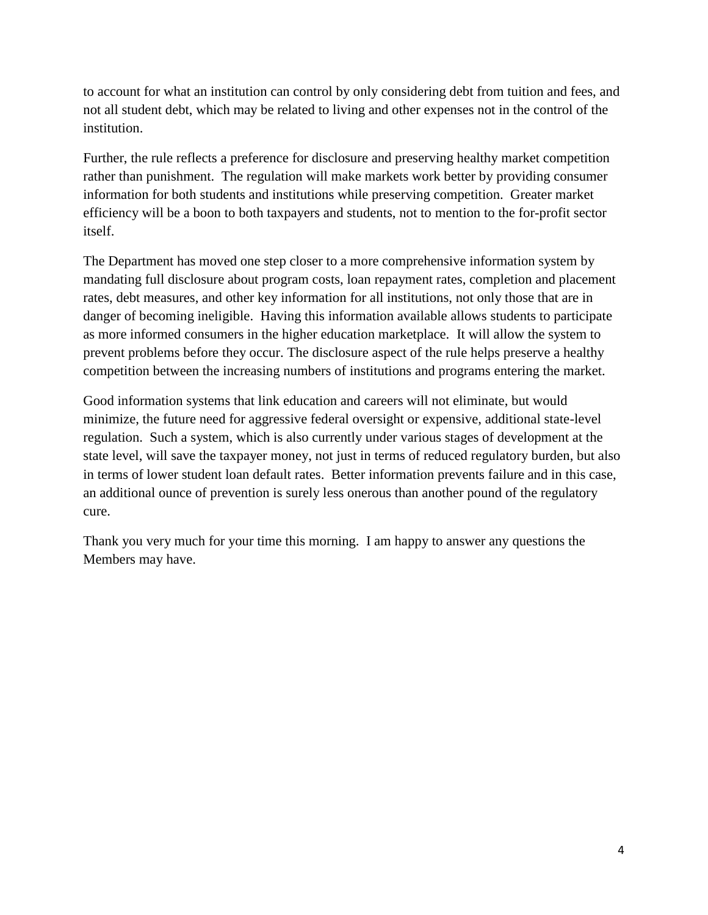to account for what an institution can control by only considering debt from tuition and fees, and not all student debt, which may be related to living and other expenses not in the control of the institution.

Further, the rule reflects a preference for disclosure and preserving healthy market competition rather than punishment. The regulation will make markets work better by providing consumer information for both students and institutions while preserving competition. Greater market efficiency will be a boon to both taxpayers and students, not to mention to the for-profit sector itself.

The Department has moved one step closer to a more comprehensive information system by mandating full disclosure about program costs, loan repayment rates, completion and placement rates, debt measures, and other key information for all institutions, not only those that are in danger of becoming ineligible. Having this information available allows students to participate as more informed consumers in the higher education marketplace. It will allow the system to prevent problems before they occur. The disclosure aspect of the rule helps preserve a healthy competition between the increasing numbers of institutions and programs entering the market.

Good information systems that link education and careers will not eliminate, but would minimize, the future need for aggressive federal oversight or expensive, additional state-level regulation. Such a system, which is also currently under various stages of development at the state level, will save the taxpayer money, not just in terms of reduced regulatory burden, but also in terms of lower student loan default rates. Better information prevents failure and in this case, an additional ounce of prevention is surely less onerous than another pound of the regulatory cure.

Thank you very much for your time this morning. I am happy to answer any questions the Members may have.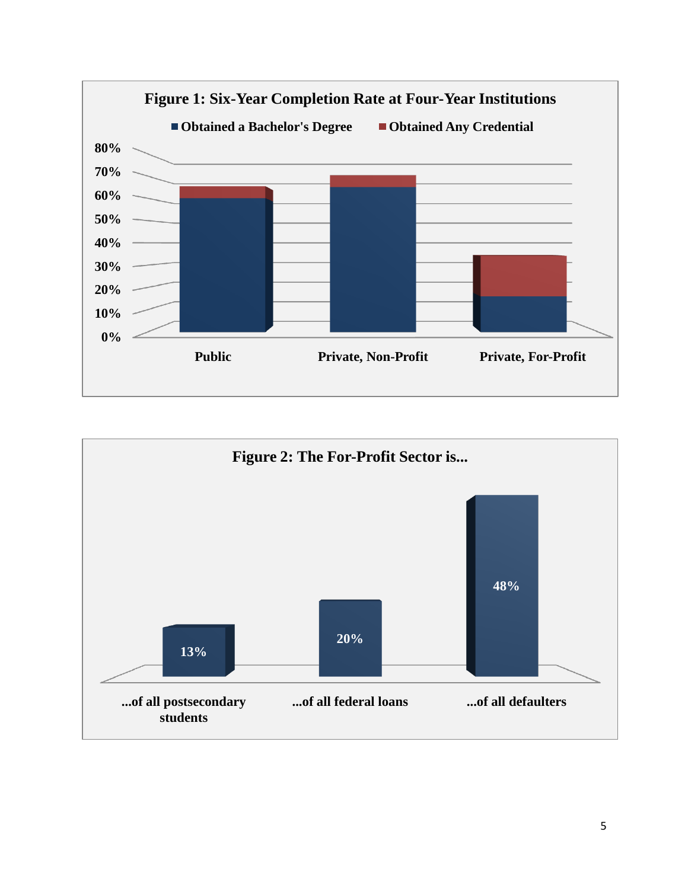**Figure 1: Six-Year Completion Rate at Four-Year Institutions**

■ Obtained a Bachelor's Degree ■ Obtained Any Credential

80%
70%
60%
50%
40%
30%
20%
10%
0%

Public | Private, Non-Profit | Private, For-Profit

**Figure 2: The For-Profit Sector is...**

13% | 20% | 48%

...of all postsecondary students | ...of all federal loans | ...of all defaulters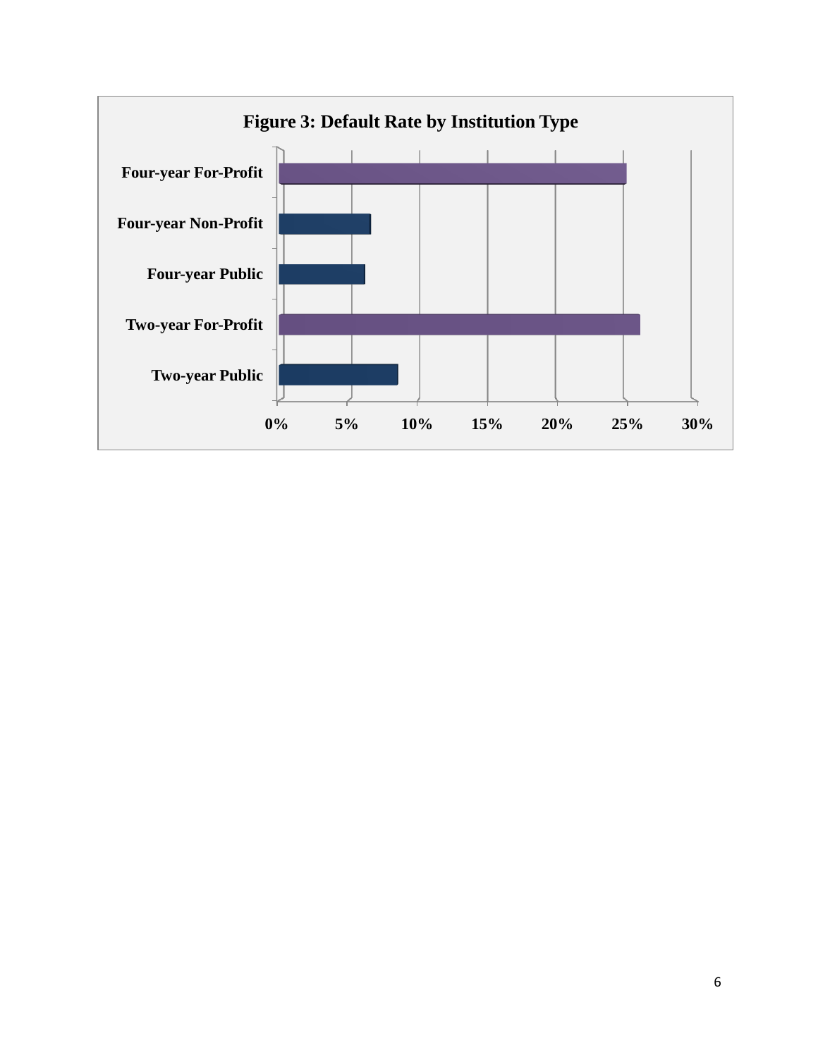**Figure 3: Default Rate by Institution Type**

Four-year For-Profit

Four-year Non-Profit

Four-year Public

Two-year For-Profit

Two-year Public

0%
5%
10%
15%
20%
25%
30%